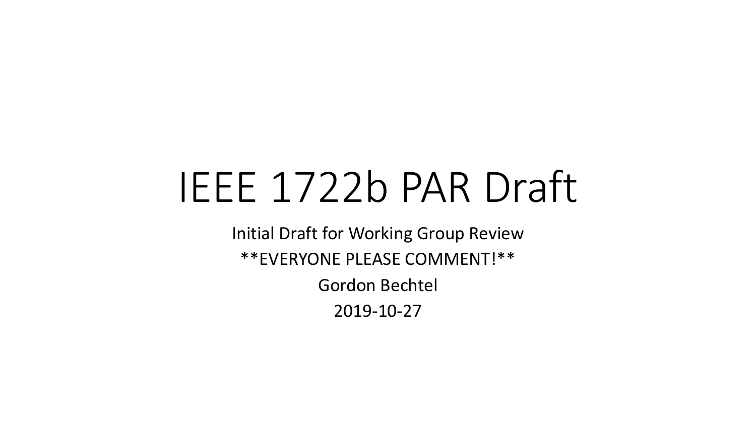# IEEE 1722b PAR Draft

Initial Draft for Working Group Review

**EVERYONE PLEASE COMMENT!**

Gordon Bechtel

2019-10-27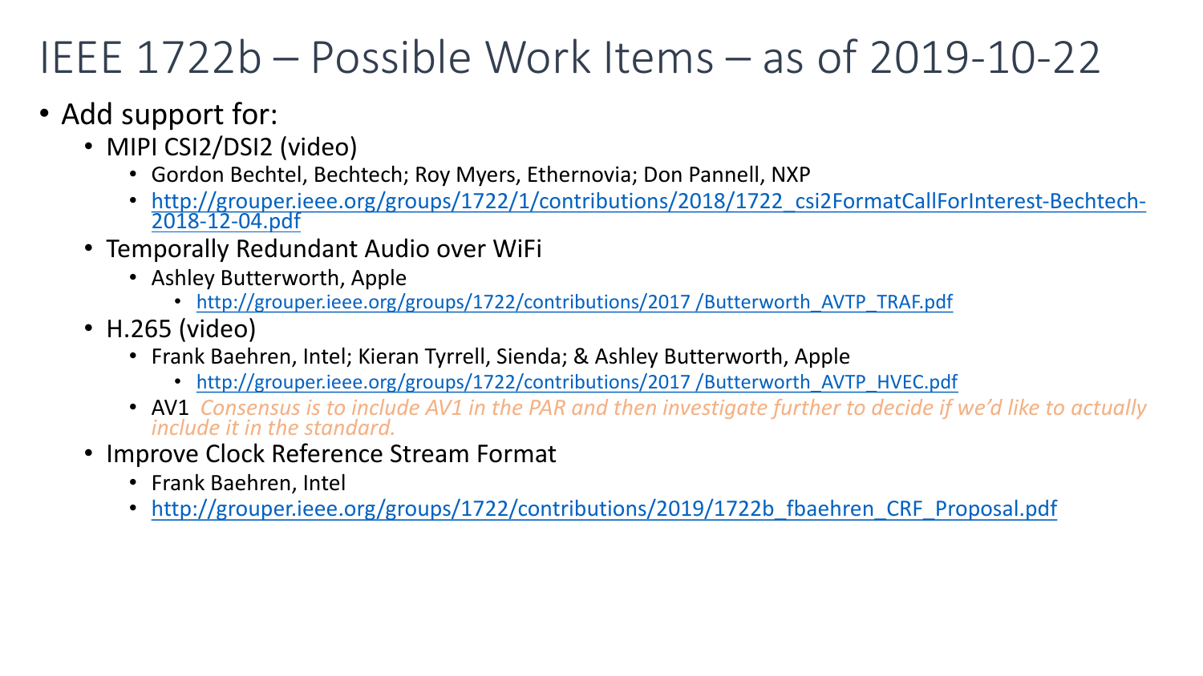# IEEE 1722b – Possible Work Items – as of 2019-10-22

- Add support for:
  - MIPI CSI2/DSI2 (video)
    - Gordon Bechtel, Bechtech; Roy Myers, Ethernovia; Don Pannell, NXP
    - http://grouper.ieee.org/groups/1722/1/contributions/2018/1722_csi2FormatCallForInterest-Bechtech-2018-12-04.pdf
  - Temporally Redundant Audio over WiFi
    - Ashley Butterworth, Apple
      - http://grouper.ieee.org/groups/1722/contributions/2017 /Butterworth_AVTP_TRAF.pdf
  - H.265 (video)
    - Frank Baehren, Intel; Kieran Tyrrell, Sienda; & Ashley Butterworth, Apple
      - http://grouper.ieee.org/groups/1722/contributions/2017 /Butterworth_AVTP_HVEC.pdf
    - AV1 *Consensus is to include AV1 in the PAR and then investigate further to decide if we'd like to actually include it in the standard.*
  - Improve Clock Reference Stream Format
    - Frank Baehren, Intel
    - http://grouper.ieee.org/groups/1722/contributions/2019/1722b_fbaehren_CRF_Proposal.pdf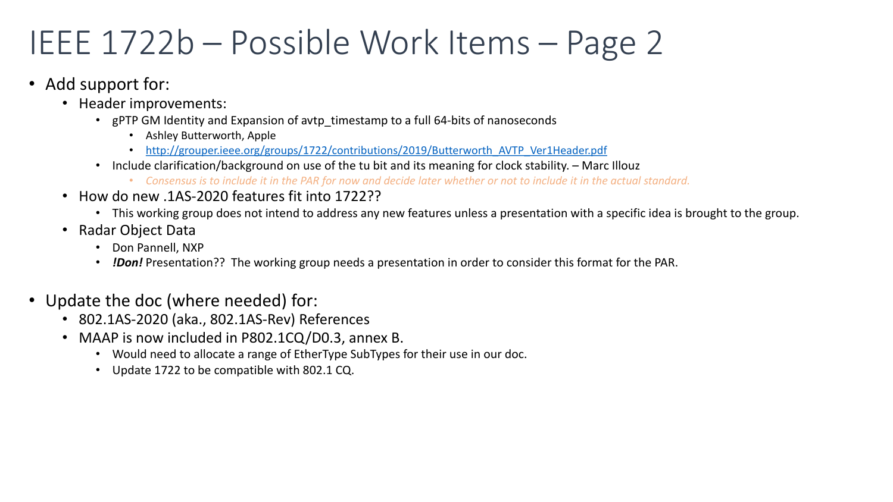# IEEE 1722b – Possible Work Items – Page 2

- Add support for:
  - Header improvements:
    - gPTP GM Identity and Expansion of avtp_timestamp to a full 64-bits of nanoseconds
      - Ashley Butterworth, Apple
      - http://grouper.ieee.org/groups/1722/contributions/2019/Butterworth_AVTP_Ver1Header.pdf
    - Include clarification/background on use of the tu bit and its meaning for clock stability. – Marc Illouz
      - *Consensus is to include it in the PAR for now and decide later whether or not to include it in the actual standard.*
  - How do new .1AS-2020 features fit into 1722??
    - This working group does not intend to address any new features unless a presentation with a specific idea is brought to the group.
  - Radar Object Data
    - Don Pannell, NXP
    - ***!Don!*** Presentation?? The working group needs a presentation in order to consider this format for the PAR.

- Update the doc (where needed) for:
  - 802.1AS-2020 (aka., 802.1AS-Rev) References
  - MAAP is now included in P802.1CQ/D0.3, annex B.
    - Would need to allocate a range of EtherType SubTypes for their use in our doc.
    - Update 1722 to be compatible with 802.1 CQ.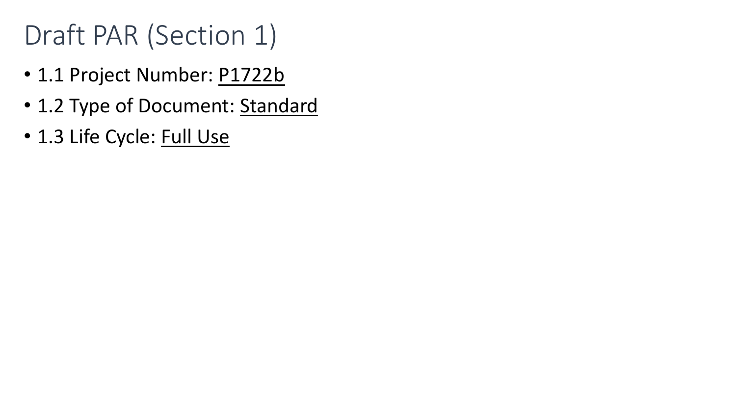# Draft PAR (Section 1)

- 1.1 Project Number: <u>P1722b</u>
- 1.2 Type of Document: <u>Standard</u>
- 1.3 Life Cycle: <u>Full Use</u>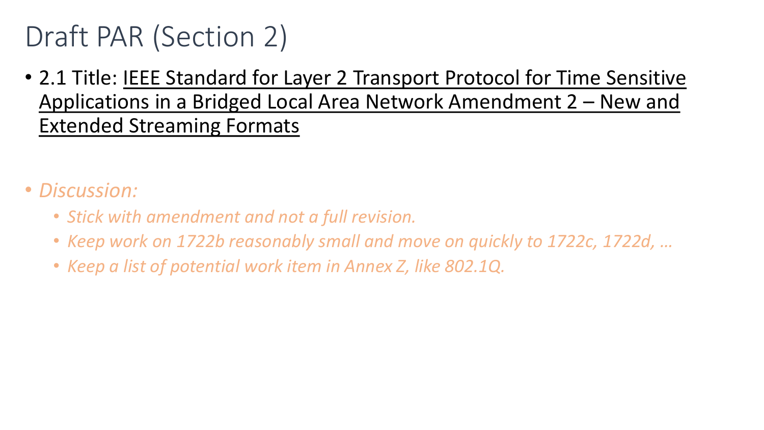# Draft PAR (Section 2)

- 2.1 Title: IEEE Standard for Layer 2 Transport Protocol for Time Sensitive Applications in a Bridged Local Area Network Amendment 2 – New and Extended Streaming Formats

- *Discussion:*
  - *Stick with amendment and not a full revision.*
  - *Keep work on 1722b reasonably small and move on quickly to 1722c, 1722d, …*
  - *Keep a list of potential work item in Annex Z, like 802.1Q.*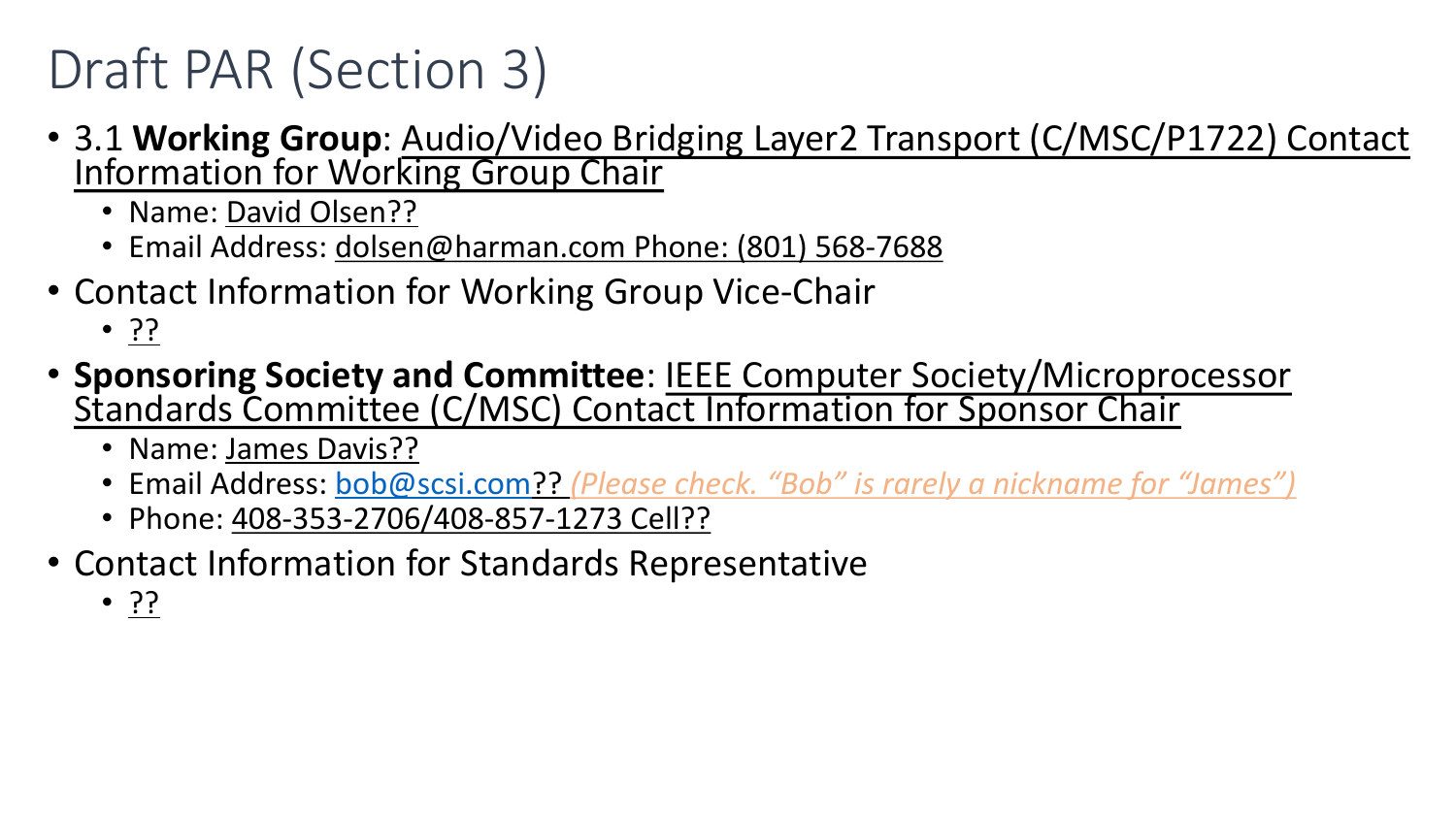# Draft PAR (Section 3)

- 3.1 **Working Group**: Audio/Video Bridging Layer2 Transport (C/MSC/P1722) Contact Information for Working Group Chair
  - Name: David Olsen??
  - Email Address: dolsen@harman.com Phone: (801) 568-7688
- Contact Information for Working Group Vice-Chair
  - ??
- **Sponsoring Society and Committee**: IEEE Computer Society/Microprocessor Standards Committee (C/MSC) Contact Information for Sponsor Chair
  - Name: James Davis??
  - Email Address: bob@scsi.com?? *(Please check. "Bob" is rarely a nickname for "James")*
  - Phone: 408-353-2706/408-857-1273 Cell??
- Contact Information for Standards Representative
  - ??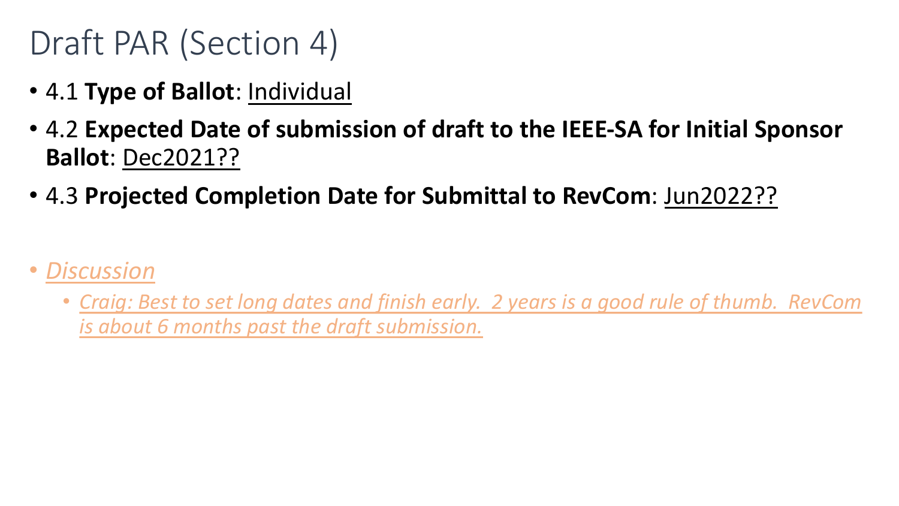# Draft PAR (Section 4)

- 4.1 **Type of Ballot**: Individual
- 4.2 **Expected Date of submission of draft to the IEEE-SA for Initial Sponsor Ballot**: Dec2021??
- 4.3 **Projected Completion Date for Submittal to RevCom**: Jun2022??

- *Discussion*
  - *Craig: Best to set long dates and finish early. 2 years is a good rule of thumb. RevCom is about 6 months past the draft submission.*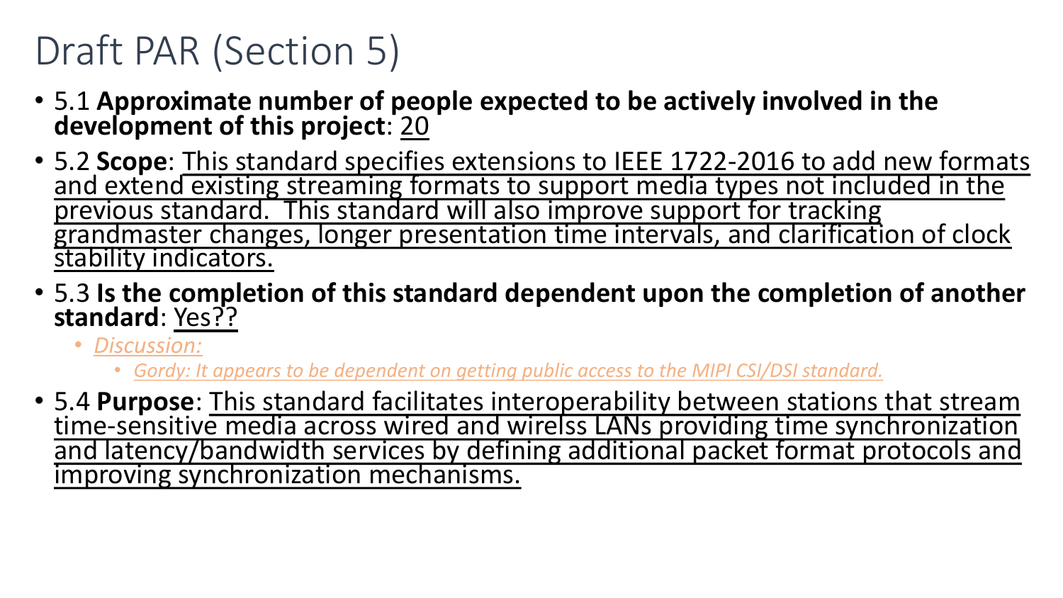# Draft PAR (Section 5)

- 5.1 **Approximate number of people expected to be actively involved in the development of this project**: 20
- 5.2 **Scope**: This standard specifies extensions to IEEE 1722-2016 to add new formats and extend existing streaming formats to support media types not included in the previous standard. This standard will also improve support for tracking grandmaster changes, longer presentation time intervals, and clarification of clock stability indicators.
- 5.3 **Is the completion of this standard dependent upon the completion of another standard**: Yes??
  - *Discussion:*
    - *Gordy: It appears to be dependent on getting public access to the MIPI CSI/DSI standard.*
- 5.4 **Purpose**: This standard facilitates interoperability between stations that stream time-sensitive media across wired and wirelss LANs providing time synchronization and latency/bandwidth services by defining additional packet format protocols and improving synchronization mechanisms.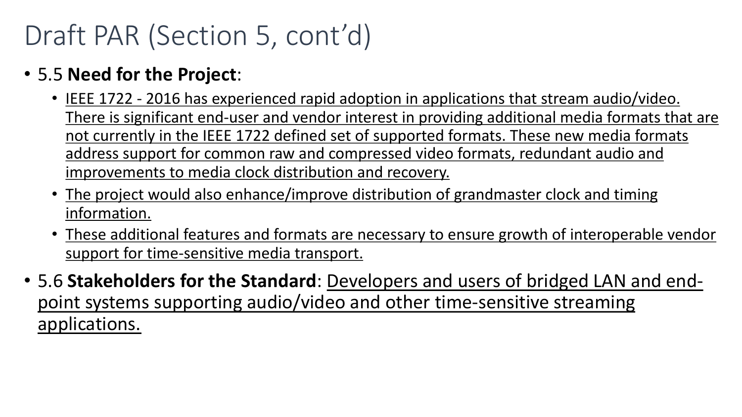# Draft PAR (Section 5, cont'd)

- 5.5 **Need for the Project**:
  - IEEE 1722 - 2016 has experienced rapid adoption in applications that stream audio/video. There is significant end-user and vendor interest in providing additional media formats that are not currently in the IEEE 1722 defined set of supported formats. These new media formats address support for common raw and compressed video formats, redundant audio and improvements to media clock distribution and recovery.
  - The project would also enhance/improve distribution of grandmaster clock and timing information.
  - These additional features and formats are necessary to ensure growth of interoperable vendor support for time-sensitive media transport.
- 5.6 **Stakeholders for the Standard**: Developers and users of bridged LAN and end-point systems supporting audio/video and other time-sensitive streaming applications.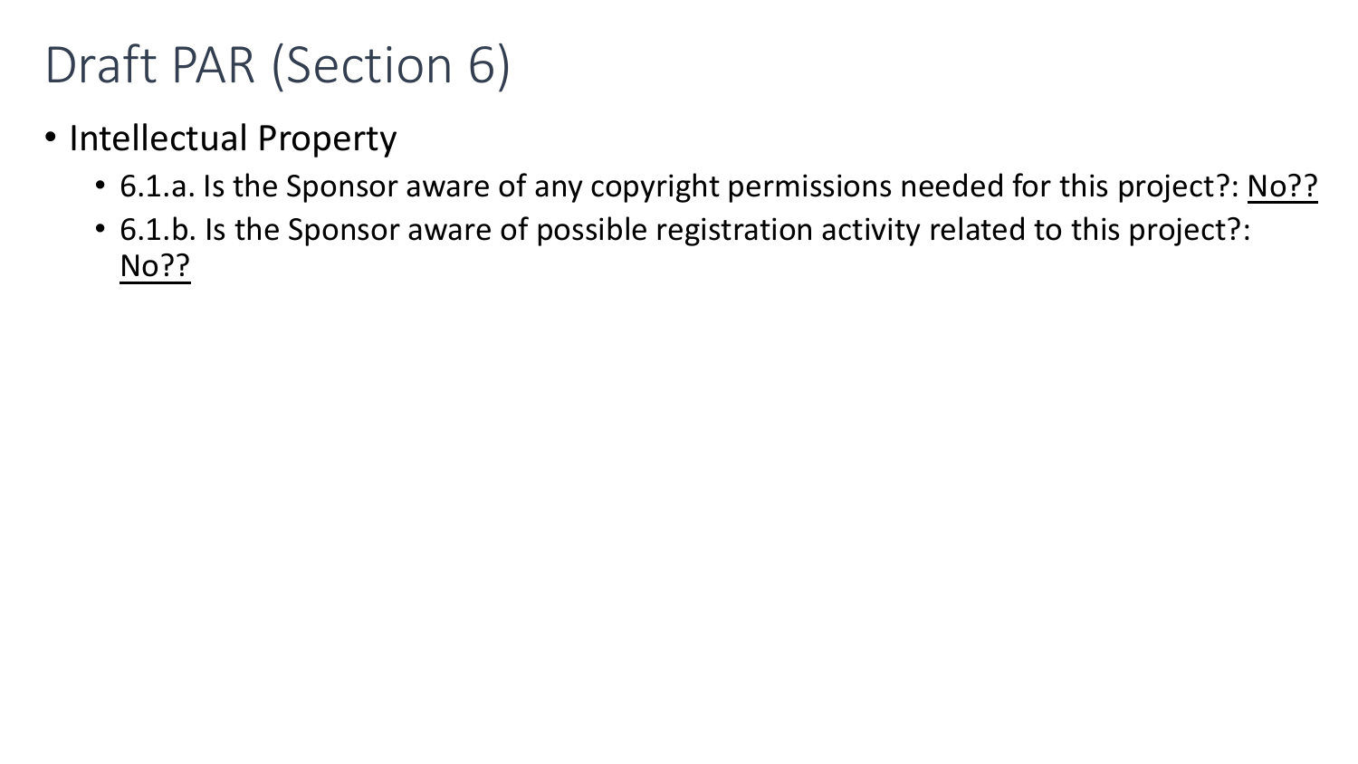# Draft PAR (Section 6)

- Intellectual Property
  - 6.1.a. Is the Sponsor aware of any copyright permissions needed for this project?: No??
  - 6.1.b. Is the Sponsor aware of possible registration activity related to this project?: No??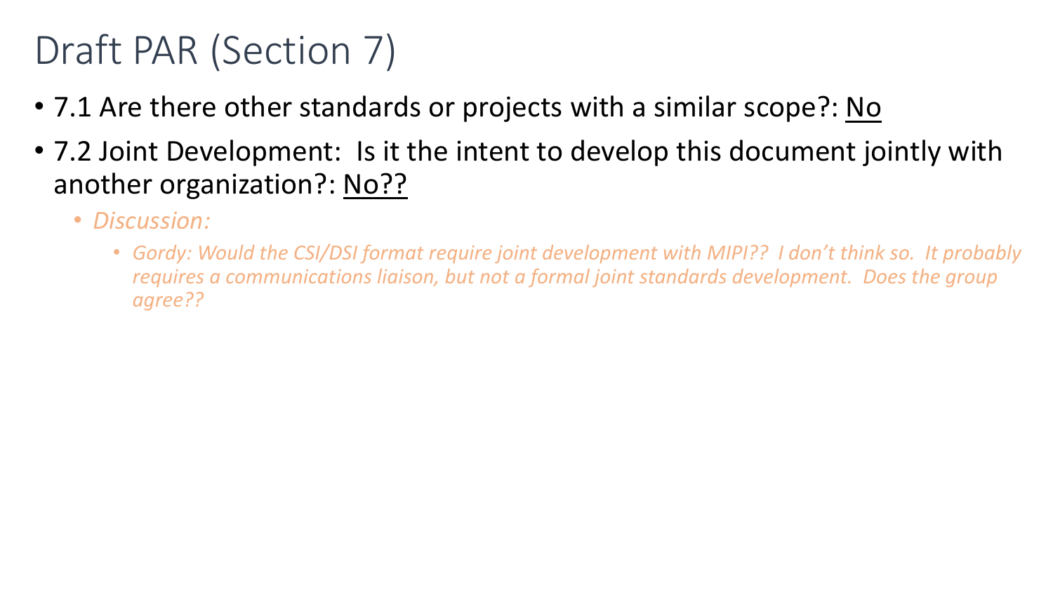# Draft PAR (Section 7)

- 7.1 Are there other standards or projects with a similar scope?: <u>No</u>
- 7.2 Joint Development: Is it the intent to develop this document jointly with another organization?: <u>No??</u>
  - *Discussion:*
    - *Gordy: Would the CSI/DSI format require joint development with MIPI?? I don't think so. It probably requires a communications liaison, but not a formal joint standards development. Does the group agree??*